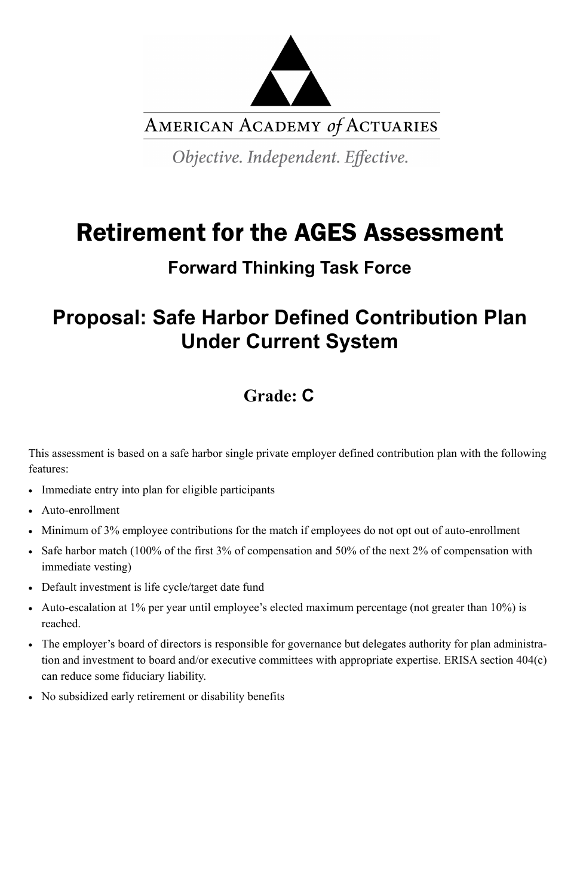AMERICAN ACADEMY *of* ACTUARIES

*Objective. Independent. Effective.*

# Retirement for the AGES Assessment

## Forward Thinking Task Force

## Proposal: Safe Harbor Defined Contribution Plan Under Current System

### Grade: C

This assessment is based on a safe harbor single private employer defined contribution plan with the following features:

- Immediate entry into plan for eligible participants
- Auto-enrollment
- Minimum of 3% employee contributions for the match if employees do not opt out of auto-enrollment
- Safe harbor match (100% of the first 3% of compensation and 50% of the next 2% of compensation with immediate vesting)
- Default investment is life cycle/target date fund
- Auto-escalation at 1% per year until employee's elected maximum percentage (not greater than 10%) is reached.
- The employer's board of directors is responsible for governance but delegates authority for plan administration and investment to board and/or executive committees with appropriate expertise. ERISA section 404(c) can reduce some fiduciary liability.
- No subsidized early retirement or disability benefits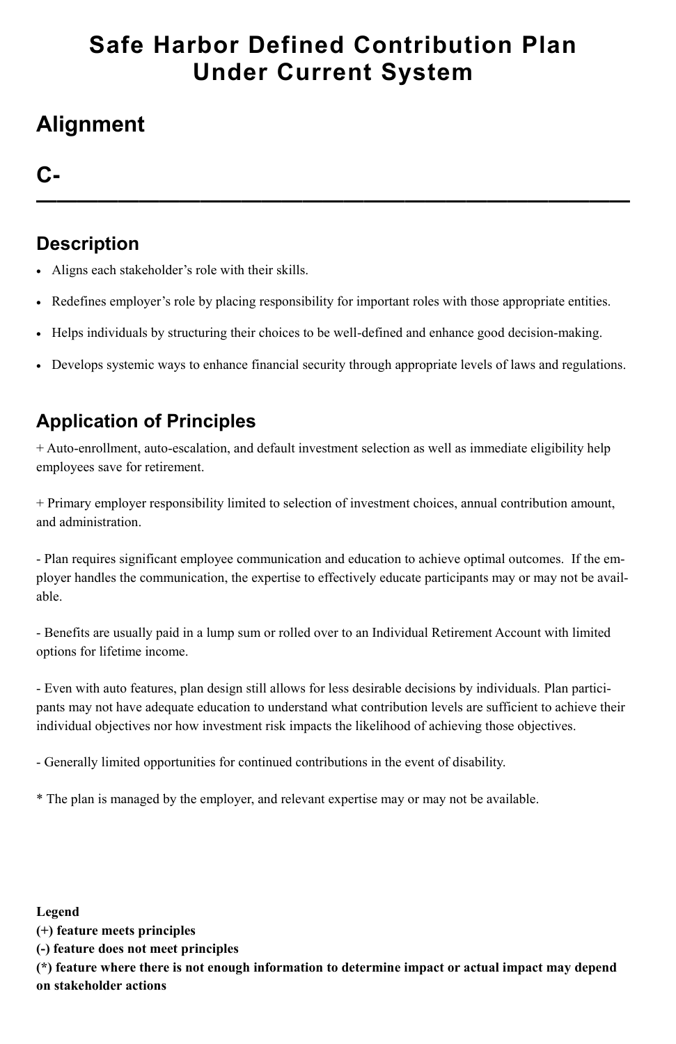# Safe Harbor Defined Contribution Plan Under Current System

## Alignment

## C-

---

### Description

- Aligns each stakeholder's role with their skills.
- Redefines employer's role by placing responsibility for important roles with those appropriate entities.
- Helps individuals by structuring their choices to be well-defined and enhance good decision-making.
- Develops systemic ways to enhance financial security through appropriate levels of laws and regulations.

### Application of Principles

+ Auto-enrollment, auto-escalation, and default investment selection as well as immediate eligibility help employees save for retirement.

+ Primary employer responsibility limited to selection of investment choices, annual contribution amount, and administration.

- Plan requires significant employee communication and education to achieve optimal outcomes. If the employer handles the communication, the expertise to effectively educate participants may or may not be available.

- Benefits are usually paid in a lump sum or rolled over to an Individual Retirement Account with limited options for lifetime income.

- Even with auto features, plan design still allows for less desirable decisions by individuals. Plan participants may not have adequate education to understand what contribution levels are sufficient to achieve their individual objectives nor how investment risk impacts the likelihood of achieving those objectives.

- Generally limited opportunities for continued contributions in the event of disability.

* The plan is managed by the employer, and relevant expertise may or may not be available.

**Legend**
**(+) feature meets principles**
**(-) feature does not meet principles**
**(*) feature where there is not enough information to determine impact or actual impact may depend on stakeholder actions**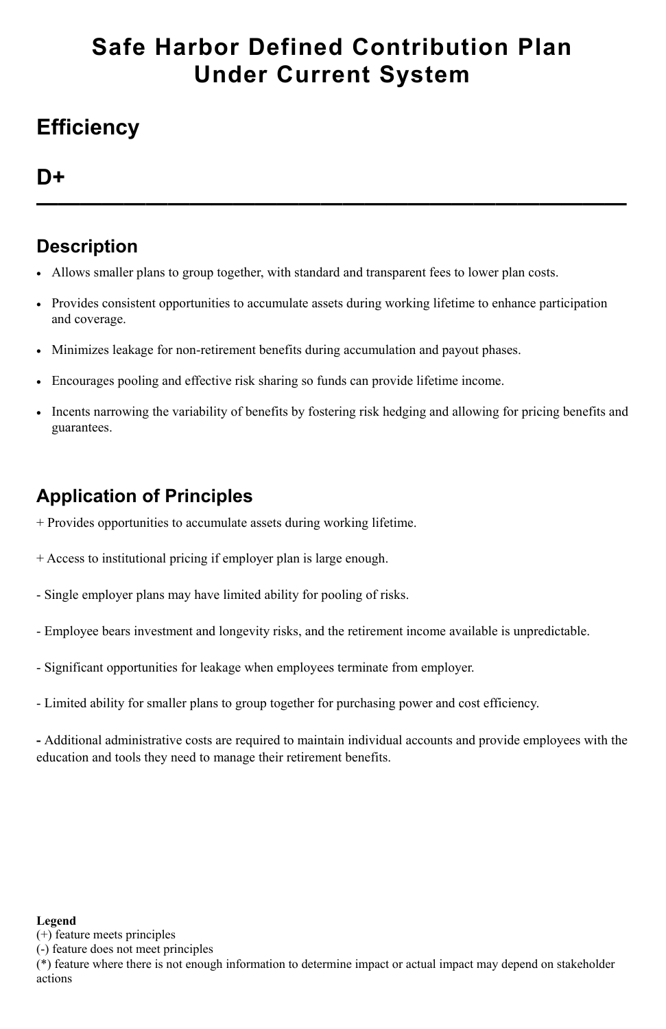# Safe Harbor Defined Contribution Plan Under Current System

## Efficiency

## D+

---

### Description

- Allows smaller plans to group together, with standard and transparent fees to lower plan costs.
- Provides consistent opportunities to accumulate assets during working lifetime to enhance participation and coverage.
- Minimizes leakage for non-retirement benefits during accumulation and payout phases.
- Encourages pooling and effective risk sharing so funds can provide lifetime income.
- Incents narrowing the variability of benefits by fostering risk hedging and allowing for pricing benefits and guarantees.

### Application of Principles

+ Provides opportunities to accumulate assets during working lifetime.

+ Access to institutional pricing if employer plan is large enough.

- Single employer plans may have limited ability for pooling of risks.

- Employee bears investment and longevity risks, and the retirement income available is unpredictable.

- Significant opportunities for leakage when employees terminate from employer.

- Limited ability for smaller plans to group together for purchasing power and cost efficiency.

**-** Additional administrative costs are required to maintain individual accounts and provide employees with the education and tools they need to manage their retirement benefits.

**Legend**
(+) feature meets principles
(-) feature does not meet principles
(*) feature where there is not enough information to determine impact or actual impact may depend on stakeholder actions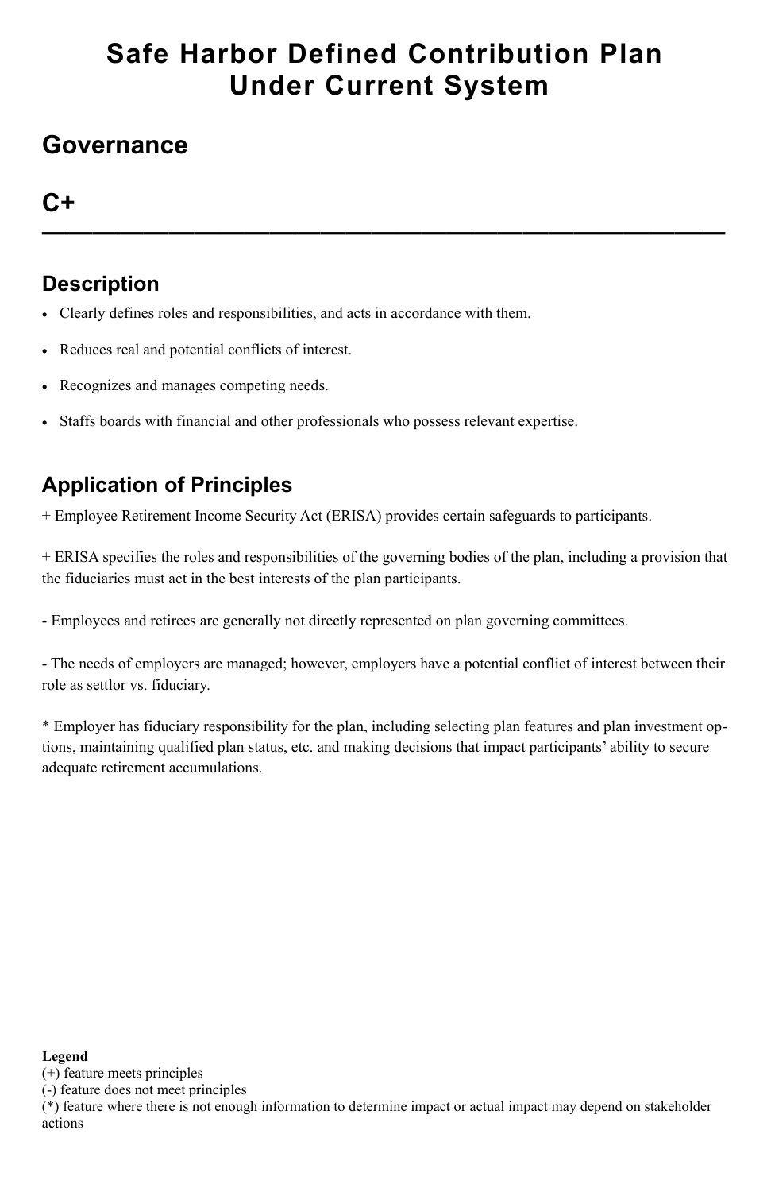# Safe Harbor Defined Contribution Plan Under Current System

## Governance

## C+

---

### Description

- Clearly defines roles and responsibilities, and acts in accordance with them.
- Reduces real and potential conflicts of interest.
- Recognizes and manages competing needs.
- Staffs boards with financial and other professionals who possess relevant expertise.

### Application of Principles

+ Employee Retirement Income Security Act (ERISA) provides certain safeguards to participants.

+ ERISA specifies the roles and responsibilities of the governing bodies of the plan, including a provision that the fiduciaries must act in the best interests of the plan participants.

- Employees and retirees are generally not directly represented on plan governing committees.

- The needs of employers are managed; however, employers have a potential conflict of interest between their role as settlor vs. fiduciary.

* Employer has fiduciary responsibility for the plan, including selecting plan features and plan investment options, maintaining qualified plan status, etc. and making decisions that impact participants' ability to secure adequate retirement accumulations.

**Legend**
(+) feature meets principles
(-) feature does not meet principles
(*) feature where there is not enough information to determine impact or actual impact may depend on stakeholder actions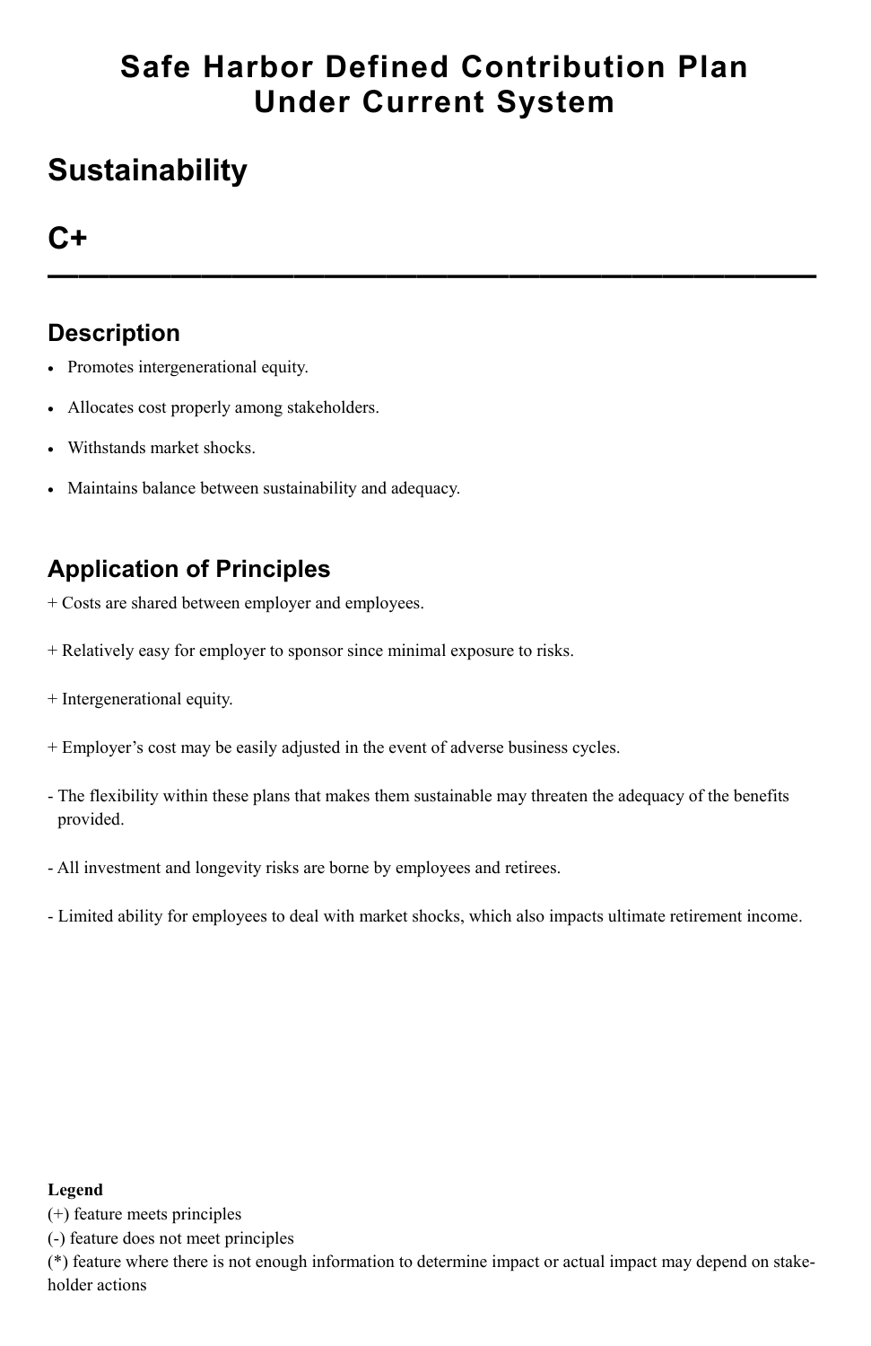# Safe Harbor Defined Contribution Plan Under Current System

## Sustainability

## C+

---

### Description

- Promotes intergenerational equity.
- Allocates cost properly among stakeholders.
- Withstands market shocks.
- Maintains balance between sustainability and adequacy.

### Application of Principles

+ Costs are shared between employer and employees.

+ Relatively easy for employer to sponsor since minimal exposure to risks.

+ Intergenerational equity.

+ Employer's cost may be easily adjusted in the event of adverse business cycles.

- The flexibility within these plans that makes them sustainable may threaten the adequacy of the benefits provided.

- All investment and longevity risks are borne by employees and retirees.

- Limited ability for employees to deal with market shocks, which also impacts ultimate retirement income.

**Legend**
(+) feature meets principles
(-) feature does not meet principles
(*) feature where there is not enough information to determine impact or actual impact may depend on stakeholder actions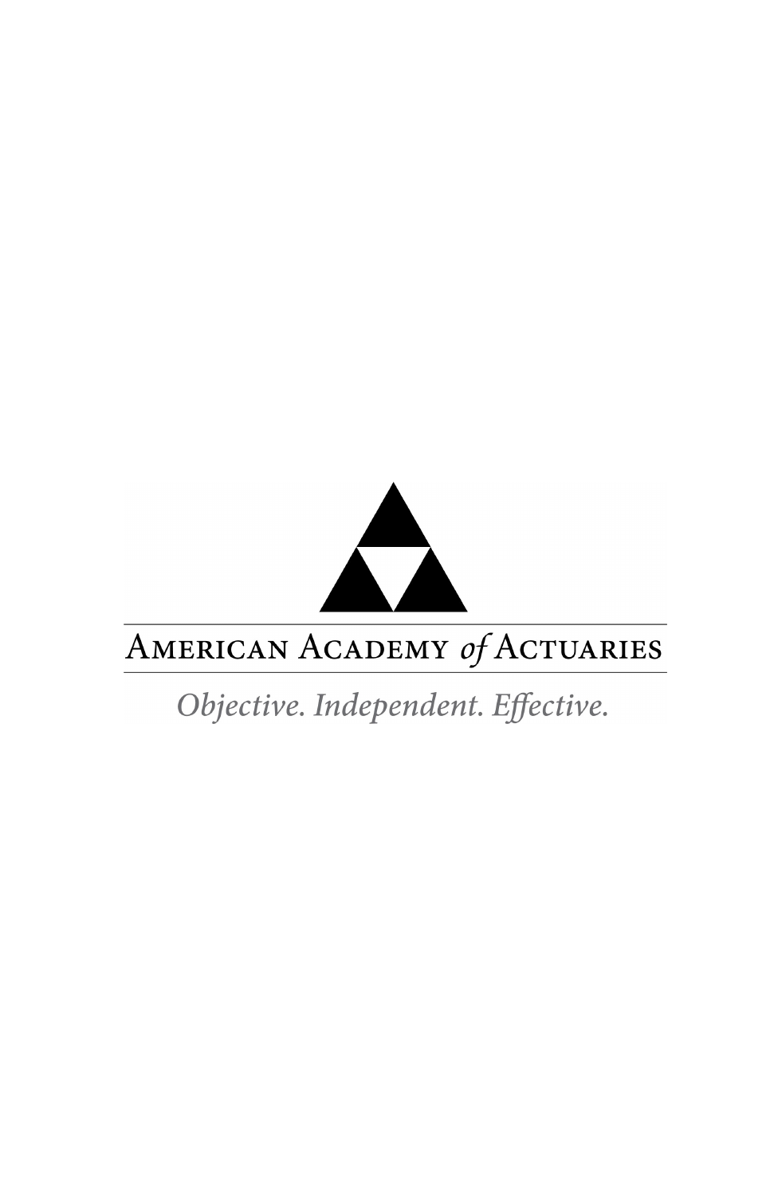American Academy *of* Actuaries

*Objective. Independent. Effective.*